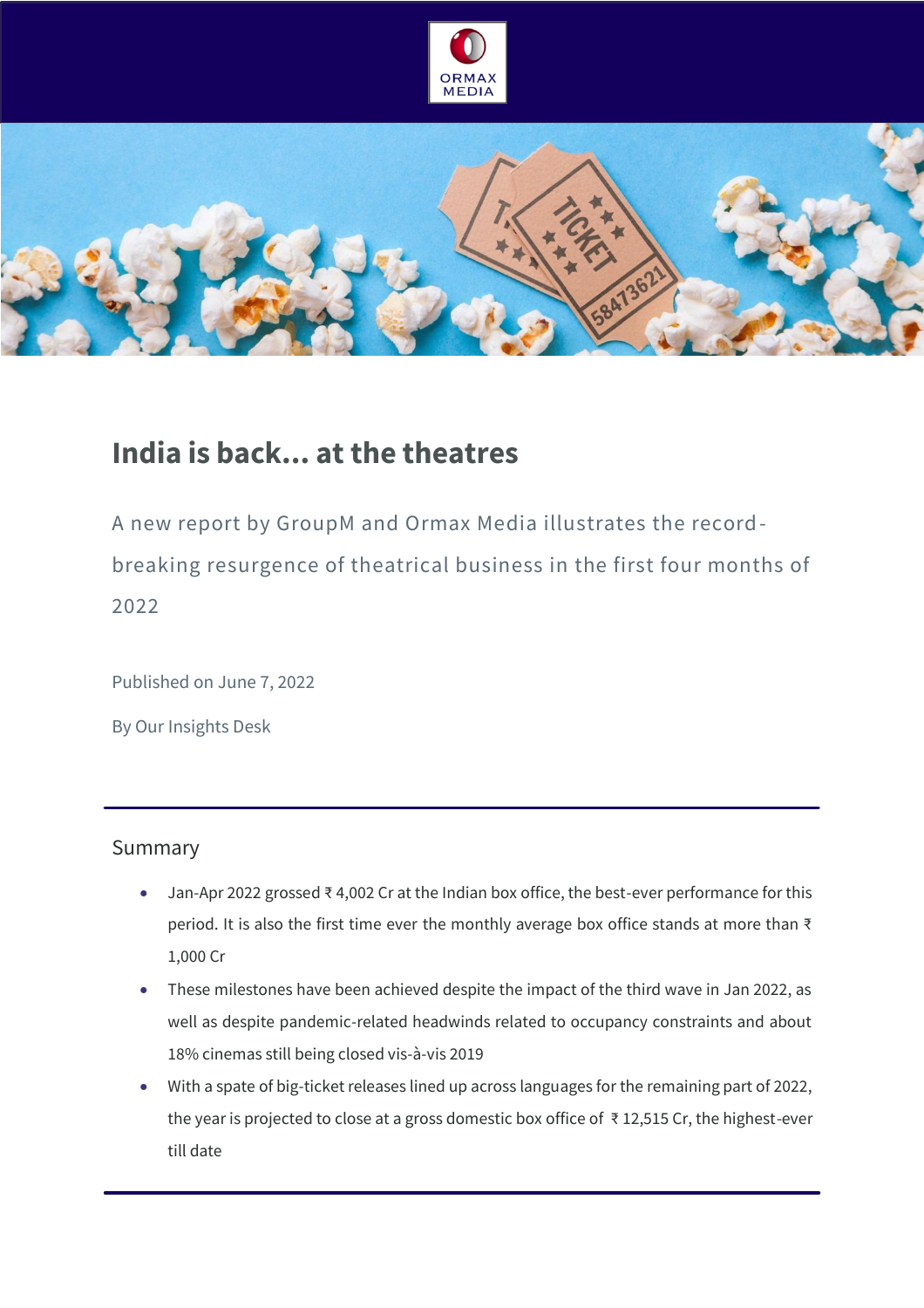# India is back… at the theatres

A new report by GroupM and Ormax Media illustrates the record-breaking resurgence of theatrical business in the first four months of 2022

Published on June 7, 2022

By Our Insights Desk

## Summary

- Jan-Apr 2022 grossed ₹ 4,002 Cr at the Indian box office, the best-ever performance for this period. It is also the first time ever the monthly average box office stands at more than ₹ 1,000 Cr
- These milestones have been achieved despite the impact of the third wave in Jan 2022, as well as despite pandemic-related headwinds related to occupancy constraints and about 18% cinemas still being closed vis-à-vis 2019
- With a spate of big-ticket releases lined up across languages for the remaining part of 2022, the year is projected to close at a gross domestic box office of ₹ 12,515 Cr, the highest-ever till date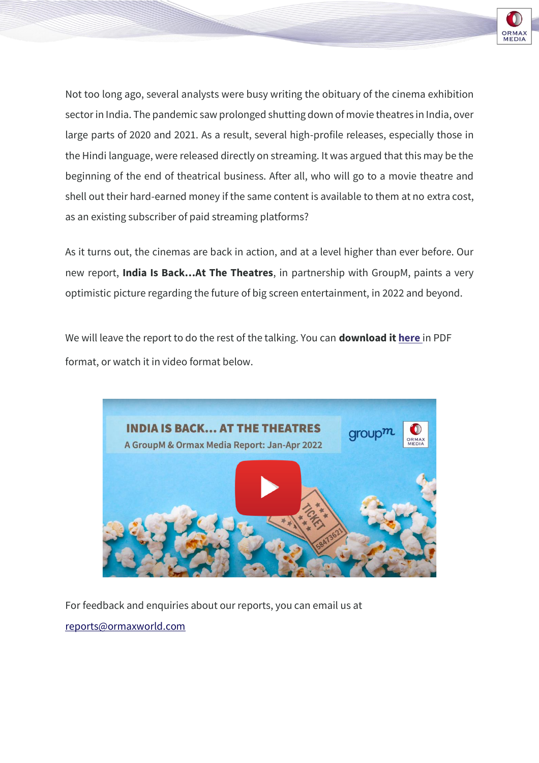Not too long ago, several analysts were busy writing the obituary of the cinema exhibition sector in India. The pandemic saw prolonged shutting down of movie theatres in India, over large parts of 2020 and 2021. As a result, several high-profile releases, especially those in the Hindi language, were released directly on streaming. It was argued that this may be the beginning of the end of theatrical business. After all, who will go to a movie theatre and shell out their hard-earned money if the same content is available to them at no extra cost, as an existing subscriber of paid streaming platforms?

As it turns out, the cinemas are back in action, and at a level higher than ever before. Our new report, **India Is Back…At The Theatres**, in partnership with GroupM, paints a very optimistic picture regarding the future of big screen entertainment, in 2022 and beyond.

We will leave the report to do the rest of the talking. You can **download it here** in PDF format, or watch it in video format below.

INDIA IS BACK... AT THE THEATRES

A GroupM & Ormax Media Report: Jan-Apr 2022

For feedback and enquiries about our reports, you can email us at reports@ormaxworld.com